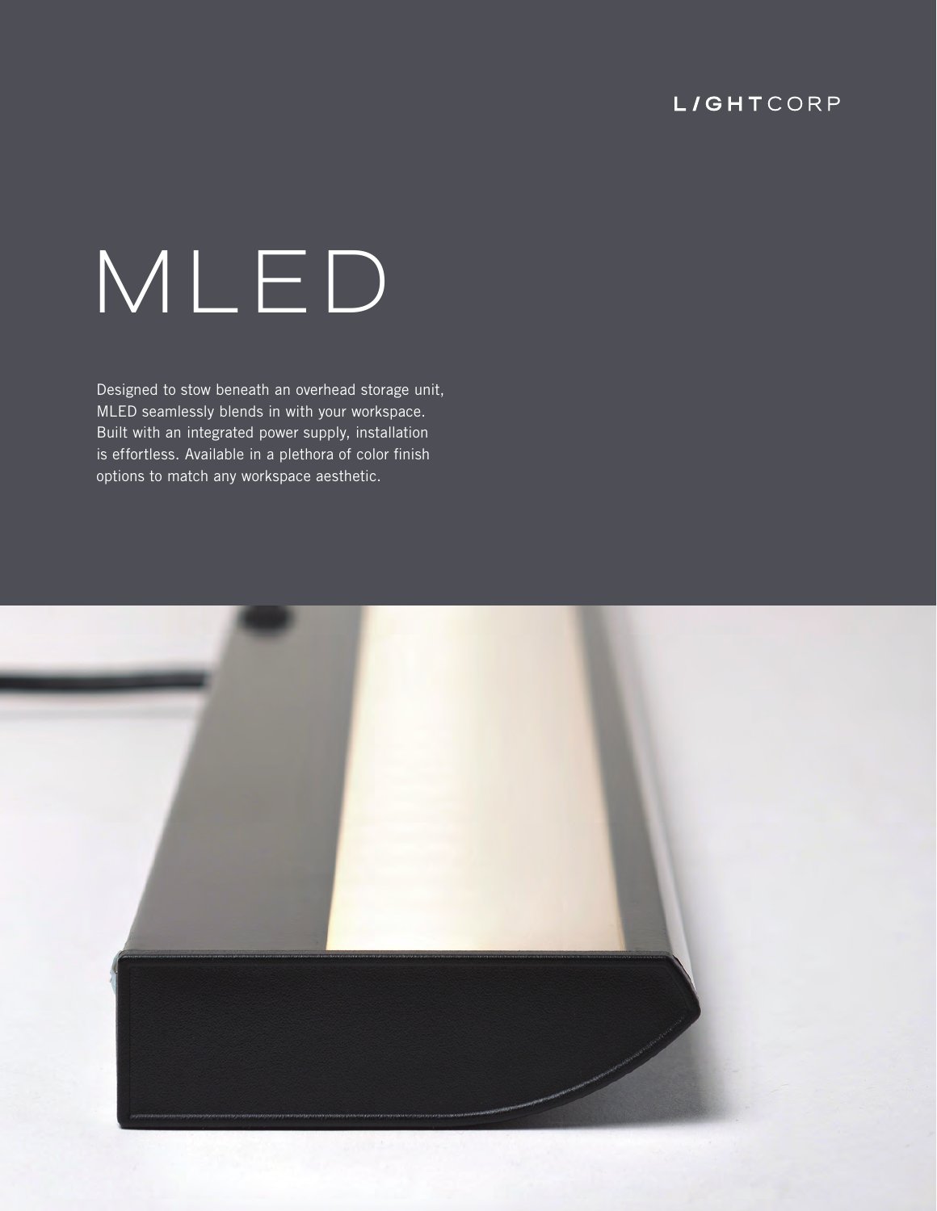LIGHTCORP

# MLED

Designed to stow beneath an overhead storage unit, MLED seamlessly blends in with your workspace. Built with an integrated power supply, installation is effortless. Available in a plethora of color finish options to match any workspace aesthetic.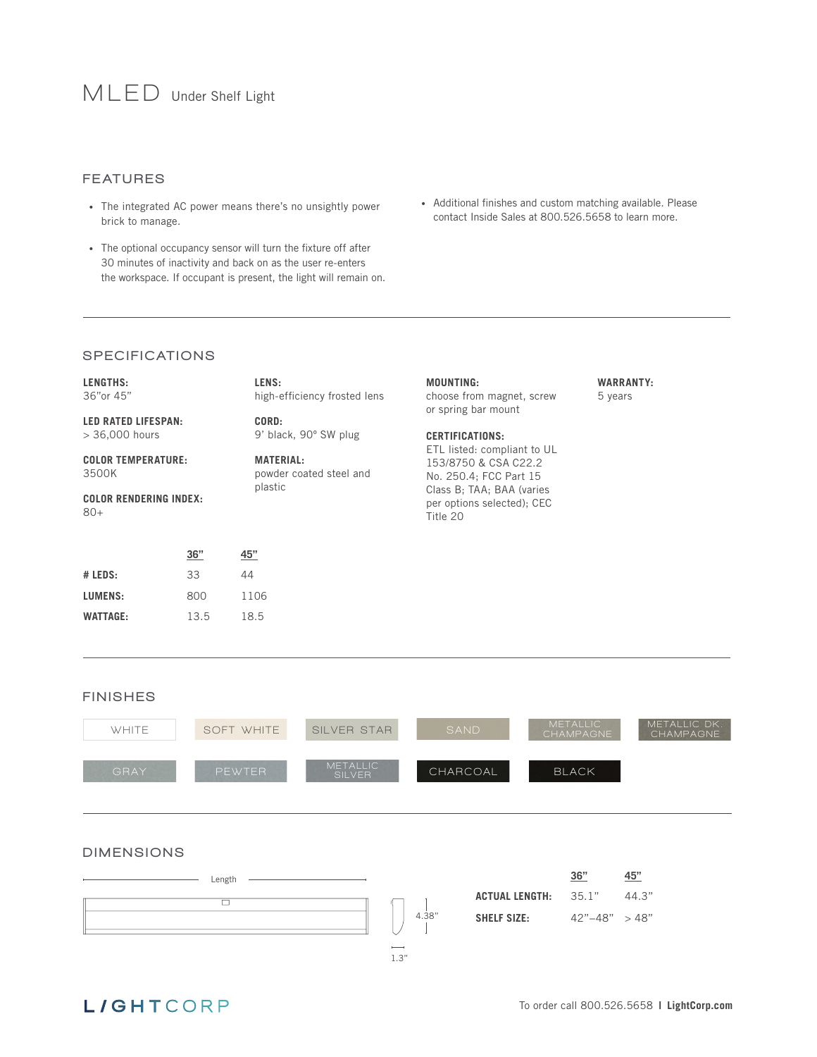# MLED Under Shelf Light

## FEATURES

- The integrated AC power means there's no unsightly power brick to manage.
- The optional occupancy sensor will turn the fixture off after 30 minutes of inactivity and back on as the user re-enters the workspace. If occupant is present, the light will remain on.
- Additional finishes and custom matching available. Please contact Inside Sales at 800.526.5658 to learn more.

## SPECIFICATIONS

**LENGTHS:**
36"or 45"

**LED RATED LIFESPAN:**
> 36,000 hours

**COLOR TEMPERATURE:**
3500K

**COLOR RENDERING INDEX:**
80+

**LENS:**
high-efficiency frosted lens

**CORD:**
9' black, 90° SW plug

**MATERIAL:**
powder coated steel and plastic

**MOUNTING:**
choose from magnet, screw or spring bar mount

**CERTIFICATIONS:**
ETL listed: compliant to UL 153/8750 & CSA C22.2 No. 250.4; FCC Part 15 Class B; TAA; BAA (varies per options selected); CEC Title 20

**WARRANTY:**
5 years

| | 36" | 45" |
|---|---|---|
| **# LEDS:** | 33 | 44 |
| **LUMENS:** | 800 | 1106 |
| **WATTAGE:** | 13.5 | 18.5 |

## FINISHES

WHITE, SOFT WHITE, SILVER STAR, SAND, METALLIC CHAMPAGNE, METALLIC DK. CHAMPAGNE, GRAY, PEWTER, METALLIC SILVER, CHARCOAL, BLACK

## DIMENSIONS

Length

4.38"

1.3"

| | 36" | 45" |
|---|---|---|
| **ACTUAL LENGTH:** | 35.1" | 44.3" |
| **SHELF SIZE:** | 42"–48" | > 48" |

LIGHTCORP

To order call 800.526.5658 | **LightCorp.com**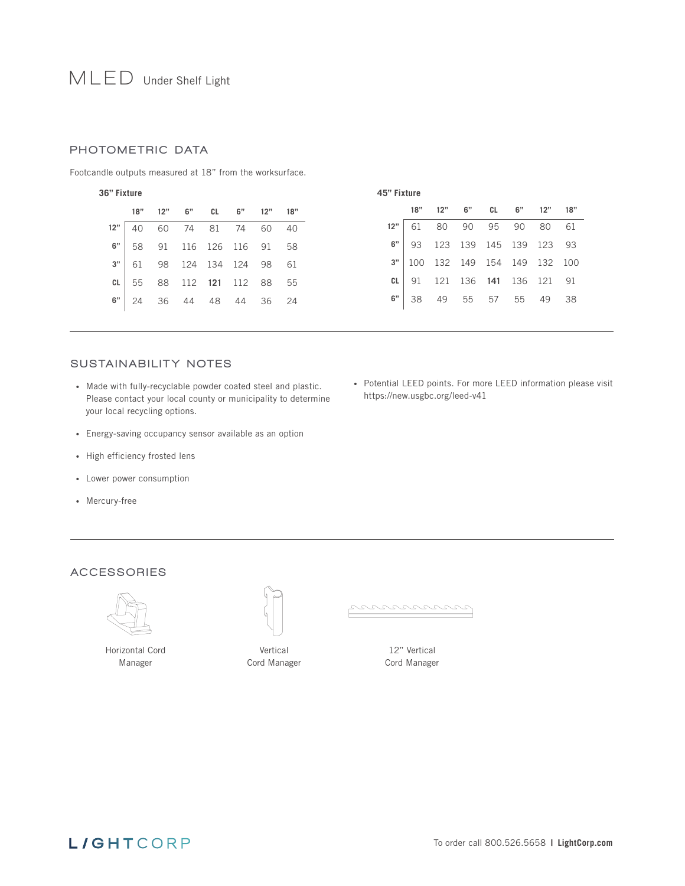# MLED Under Shelf Light

## PHOTOMETRIC DATA

Footcandle outputs measured at 18" from the worksurface.

**36" Fixture**

| | 18" | 12" | 6" | CL | 6" | 12" | 18" |
|---|---|---|---|---|---|---|---|
| 12" | 40 | 60 | 74 | 81 | 74 | 60 | 40 |
| 6" | 58 | 91 | 116 | 126 | 116 | 91 | 58 |
| 3" | 61 | 98 | 124 | 134 | 124 | 98 | 61 |
| CL | 55 | 88 | 112 | **121** | 112 | 88 | 55 |
| 6" | 24 | 36 | 44 | 48 | 44 | 36 | 24 |

**45" Fixture**

| | 18" | 12" | 6" | CL | 6" | 12" | 18" |
|---|---|---|---|---|---|---|---|
| 12" | 61 | 80 | 90 | 95 | 90 | 80 | 61 |
| 6" | 93 | 123 | 139 | 145 | 139 | 123 | 93 |
| 3" | 100 | 132 | 149 | 154 | 149 | 132 | 100 |
| CL | 91 | 121 | 136 | **141** | 136 | 121 | 91 |
| 6" | 38 | 49 | 55 | 57 | 55 | 49 | 38 |

## SUSTAINABILITY NOTES

- Made with fully-recyclable powder coated steel and plastic. Please contact your local county or municipality to determine your local recycling options.
- Energy-saving occupancy sensor available as an option
- High efficiency frosted lens
- Lower power consumption
- Mercury-free
- Potential LEED points. For more LEED information please visit https://new.usgbc.org/leed-v41

## ACCESSORIES

Horizontal Cord Manager

Vertical Cord Manager

12" Vertical Cord Manager

LIGHTCORP

To order call 800.526.5658 | **LightCorp.com**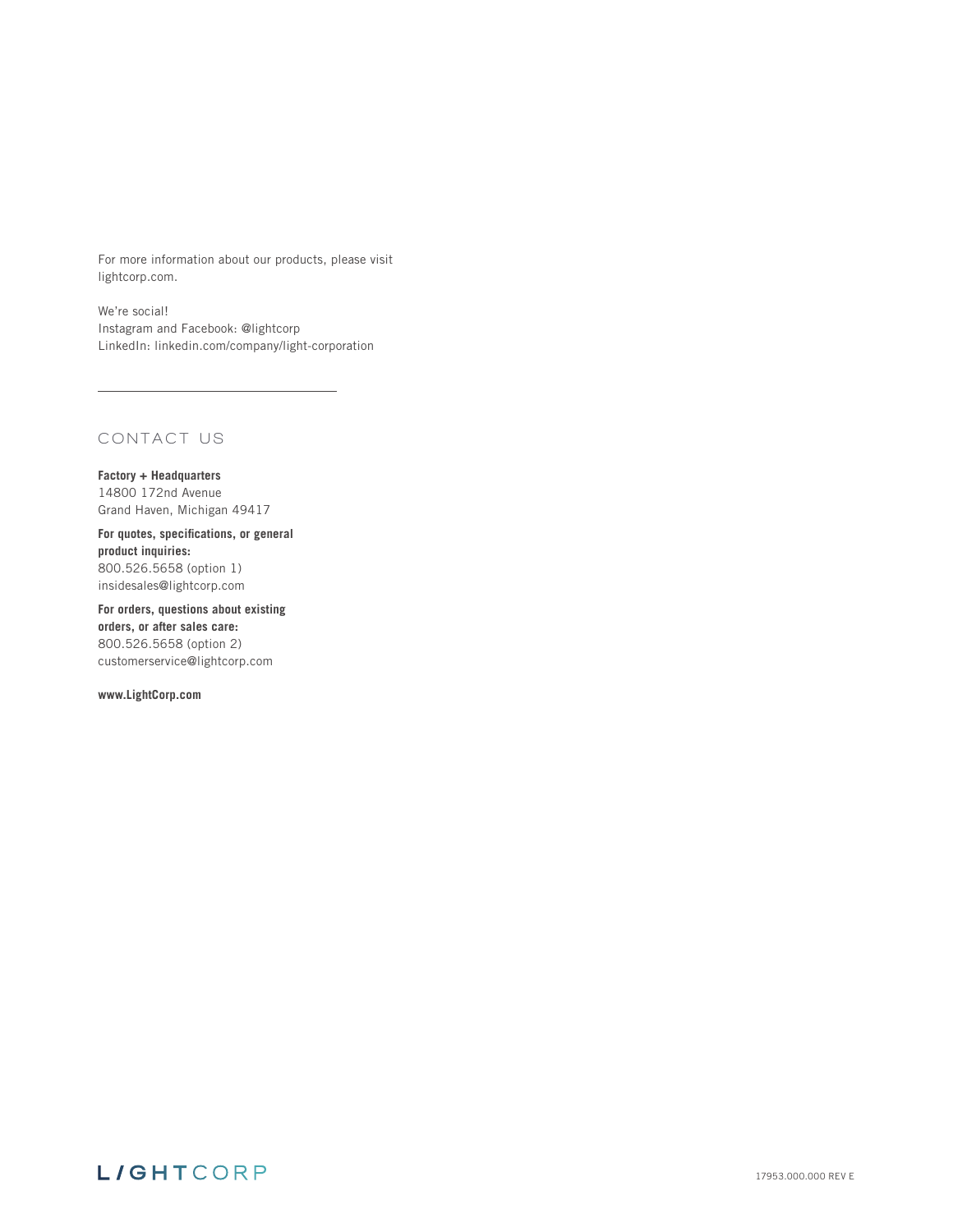For more information about our products, please visit lightcorp.com.

We're social!
Instagram and Facebook: @lightcorp
LinkedIn: linkedin.com/company/light-corporation

---

## CONTACT US

**Factory + Headquarters**
14800 172nd Avenue
Grand Haven, Michigan 49417

**For quotes, specifications, or general product inquiries:**
800.526.5658 (option 1)
insidesales@lightcorp.com

**For orders, questions about existing orders, or after sales care:**
800.526.5658 (option 2)
customerservice@lightcorp.com

**www.LightCorp.com**

LIGHTCORP

17953.000.000 REV E